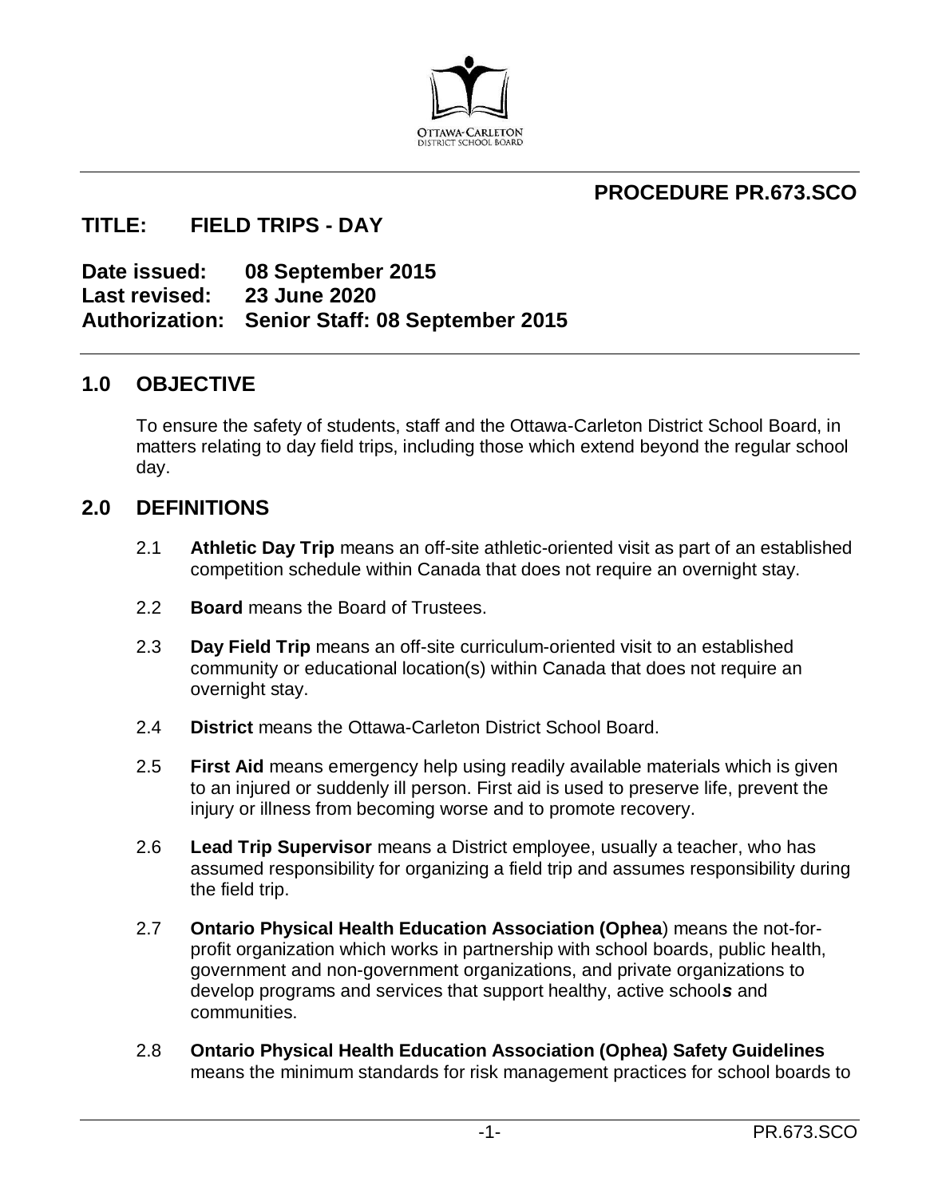**PROCEDURE PR.673.SCO**

# TITLE: FIELD TRIPS - DAY

**Date issued:** 08 September 2015
**Last revised:** 23 June 2020
**Authorization:** Senior Staff: 08 September 2015

## 1.0 OBJECTIVE

To ensure the safety of students, staff and the Ottawa-Carleton District School Board, in matters relating to day field trips, including those which extend beyond the regular school day.

## 2.0 DEFINITIONS

2.1 **Athletic Day Trip** means an off-site athletic-oriented visit as part of an established competition schedule within Canada that does not require an overnight stay.

2.2 **Board** means the Board of Trustees.

2.3 **Day Field Trip** means an off-site curriculum-oriented visit to an established community or educational location(s) within Canada that does not require an overnight stay.

2.4 **District** means the Ottawa-Carleton District School Board.

2.5 **First Aid** means emergency help using readily available materials which is given to an injured or suddenly ill person. First aid is used to preserve life, prevent the injury or illness from becoming worse and to promote recovery.

2.6 **Lead Trip Supervisor** means a District employee, usually a teacher, who has assumed responsibility for organizing a field trip and assumes responsibility during the field trip.

2.7 **Ontario Physical Health Education Association (Ophea**) means the not-for-profit organization which works in partnership with school boards, public health, government and non-government organizations, and private organizations to develop programs and services that support healthy, active school***s*** and communities.

2.8 **Ontario Physical Health Education Association (Ophea) Safety Guidelines** means the minimum standards for risk management practices for school boards to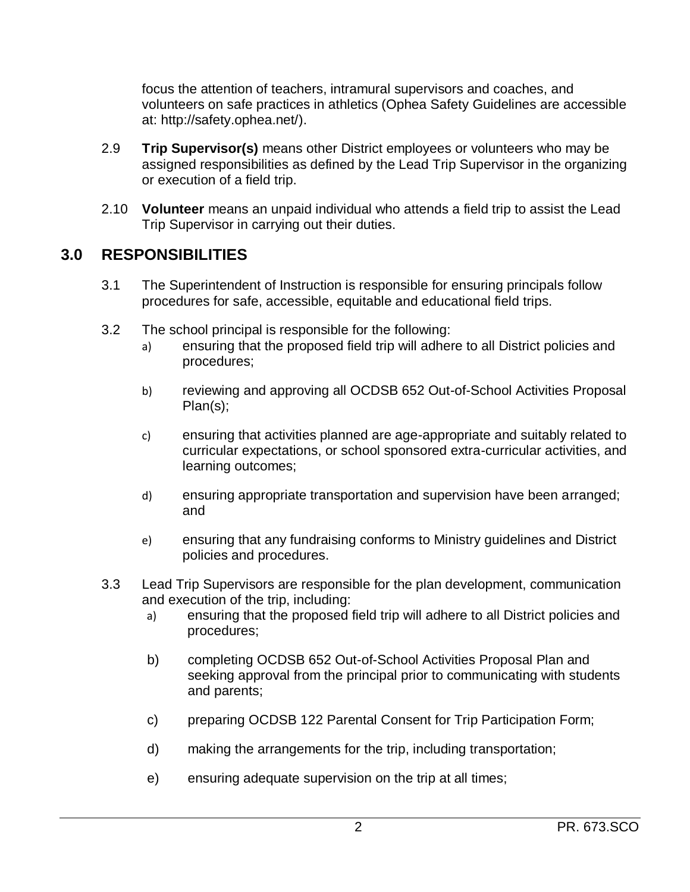focus the attention of teachers, intramural supervisors and coaches, and volunteers on safe practices in athletics (Ophea Safety Guidelines are accessible at: http://safety.ophea.net/).

2.9 **Trip Supervisor(s)** means other District employees or volunteers who may be assigned responsibilities as defined by the Lead Trip Supervisor in the organizing or execution of a field trip.

2.10 **Volunteer** means an unpaid individual who attends a field trip to assist the Lead Trip Supervisor in carrying out their duties.

## 3.0 RESPONSIBILITIES

3.1 The Superintendent of Instruction is responsible for ensuring principals follow procedures for safe, accessible, equitable and educational field trips.

3.2 The school principal is responsible for the following:

a) ensuring that the proposed field trip will adhere to all District policies and procedures;

b) reviewing and approving all OCDSB 652 Out-of-School Activities Proposal Plan(s);

c) ensuring that activities planned are age-appropriate and suitably related to curricular expectations, or school sponsored extra-curricular activities, and learning outcomes;

d) ensuring appropriate transportation and supervision have been arranged; and

e) ensuring that any fundraising conforms to Ministry guidelines and District policies and procedures.

3.3 Lead Trip Supervisors are responsible for the plan development, communication and execution of the trip, including:

a) ensuring that the proposed field trip will adhere to all District policies and procedures;

b) completing OCDSB 652 Out-of-School Activities Proposal Plan and seeking approval from the principal prior to communicating with students and parents;

c) preparing OCDSB 122 Parental Consent for Trip Participation Form;

d) making the arrangements for the trip, including transportation;

e) ensuring adequate supervision on the trip at all times;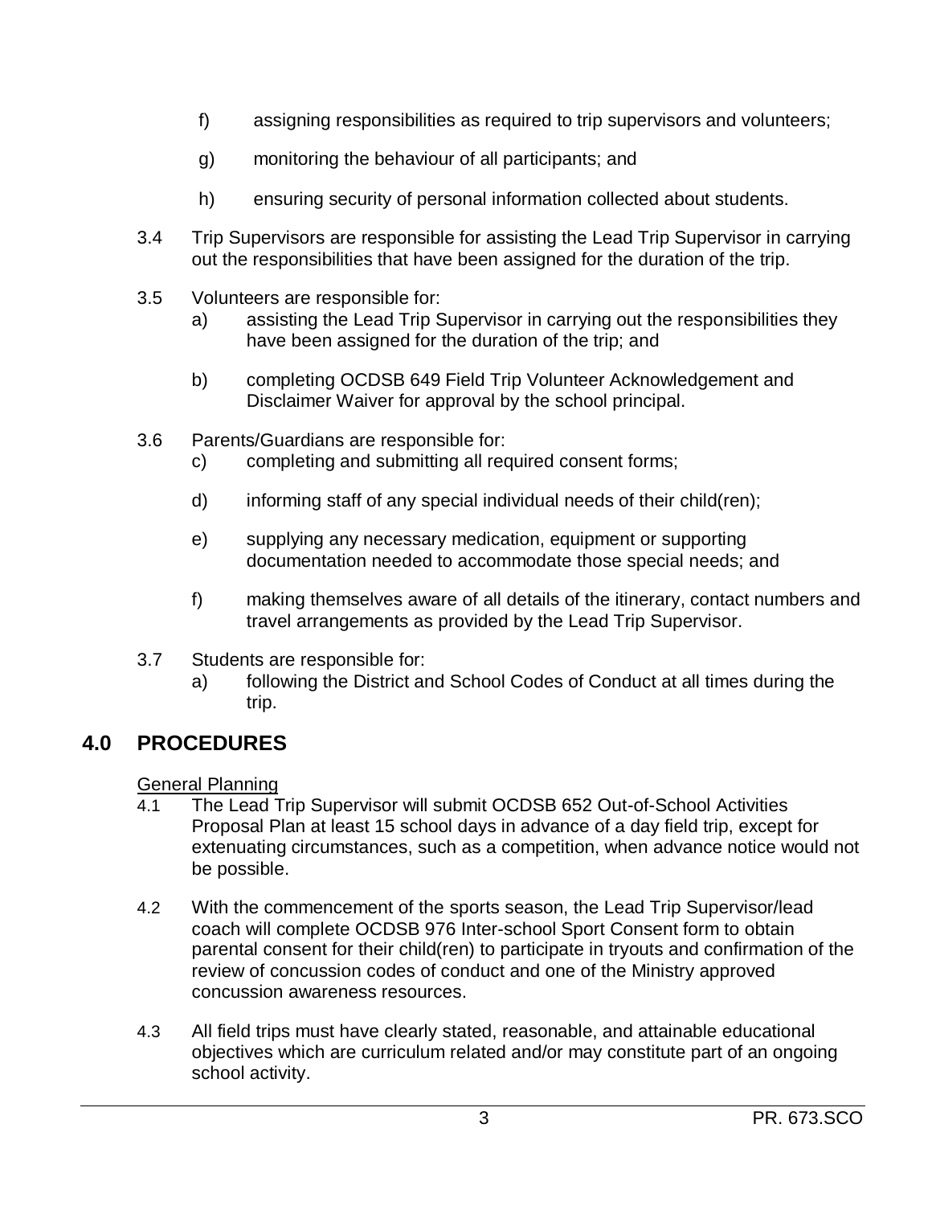f) assigning responsibilities as required to trip supervisors and volunteers;

g) monitoring the behaviour of all participants; and

h) ensuring security of personal information collected about students.

3.4 Trip Supervisors are responsible for assisting the Lead Trip Supervisor in carrying out the responsibilities that have been assigned for the duration of the trip.

3.5 Volunteers are responsible for:

a) assisting the Lead Trip Supervisor in carrying out the responsibilities they have been assigned for the duration of the trip; and

b) completing OCDSB 649 Field Trip Volunteer Acknowledgement and Disclaimer Waiver for approval by the school principal.

3.6 Parents/Guardians are responsible for:

c) completing and submitting all required consent forms;

d) informing staff of any special individual needs of their child(ren);

e) supplying any necessary medication, equipment or supporting documentation needed to accommodate those special needs; and

f) making themselves aware of all details of the itinerary, contact numbers and travel arrangements as provided by the Lead Trip Supervisor.

3.7 Students are responsible for:

a) following the District and School Codes of Conduct at all times during the trip.

## 4.0 PROCEDURES

General Planning

4.1 The Lead Trip Supervisor will submit OCDSB 652 Out-of-School Activities Proposal Plan at least 15 school days in advance of a day field trip, except for extenuating circumstances, such as a competition, when advance notice would not be possible.

4.2 With the commencement of the sports season, the Lead Trip Supervisor/lead coach will complete OCDSB 976 Inter-school Sport Consent form to obtain parental consent for their child(ren) to participate in tryouts and confirmation of the review of concussion codes of conduct and one of the Ministry approved concussion awareness resources.

4.3 All field trips must have clearly stated, reasonable, and attainable educational objectives which are curriculum related and/or may constitute part of an ongoing school activity.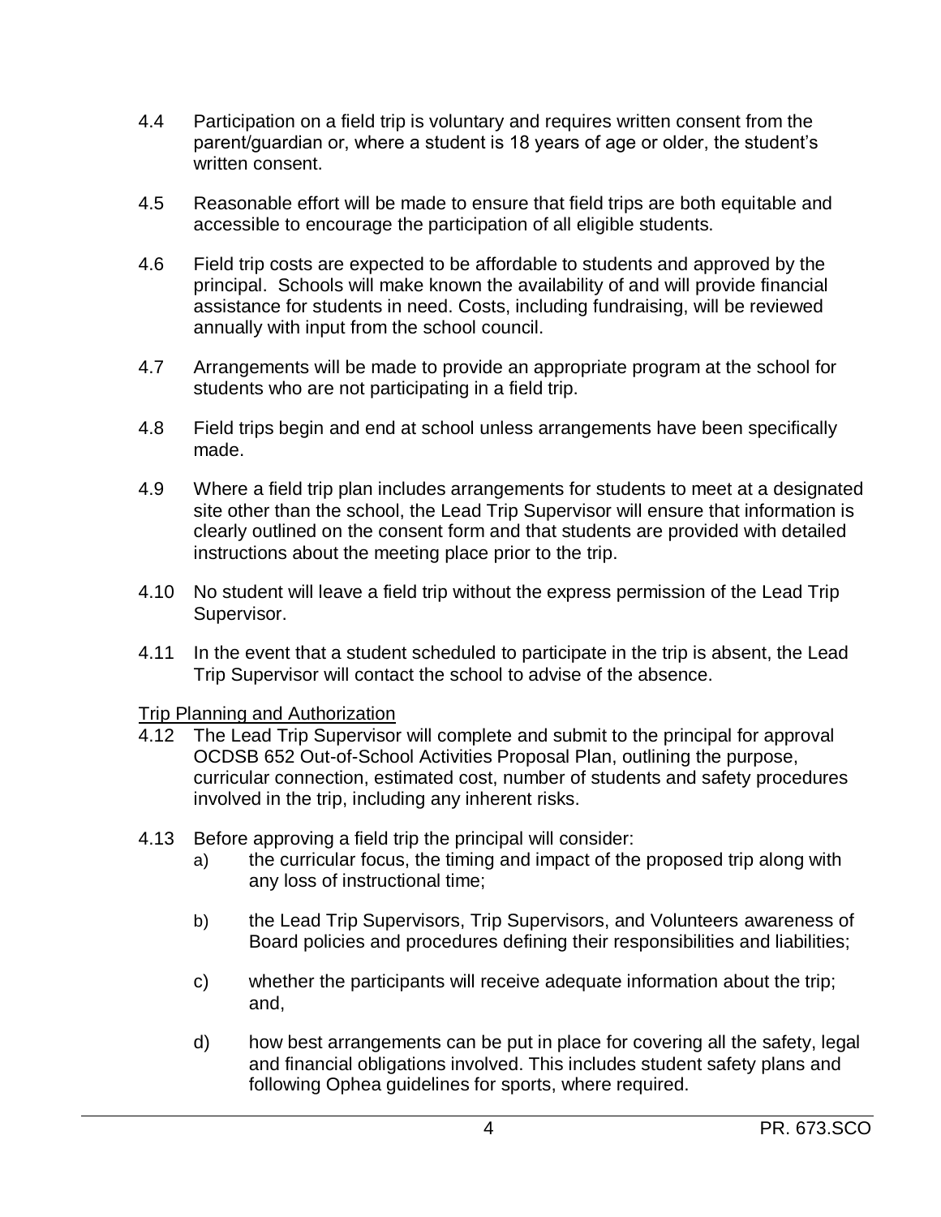4.4 Participation on a field trip is voluntary and requires written consent from the parent/guardian or, where a student is 18 years of age or older, the student's written consent.

4.5 Reasonable effort will be made to ensure that field trips are both equitable and accessible to encourage the participation of all eligible students.

4.6 Field trip costs are expected to be affordable to students and approved by the principal. Schools will make known the availability of and will provide financial assistance for students in need. Costs, including fundraising, will be reviewed annually with input from the school council.

4.7 Arrangements will be made to provide an appropriate program at the school for students who are not participating in a field trip.

4.8 Field trips begin and end at school unless arrangements have been specifically made.

4.9 Where a field trip plan includes arrangements for students to meet at a designated site other than the school, the Lead Trip Supervisor will ensure that information is clearly outlined on the consent form and that students are provided with detailed instructions about the meeting place prior to the trip.

4.10 No student will leave a field trip without the express permission of the Lead Trip Supervisor.

4.11 In the event that a student scheduled to participate in the trip is absent, the Lead Trip Supervisor will contact the school to advise of the absence.

<u>Trip Planning and Authorization</u>

4.12 The Lead Trip Supervisor will complete and submit to the principal for approval OCDSB 652 Out-of-School Activities Proposal Plan, outlining the purpose, curricular connection, estimated cost, number of students and safety procedures involved in the trip, including any inherent risks.

4.13 Before approving a field trip the principal will consider:

a) the curricular focus, the timing and impact of the proposed trip along with any loss of instructional time;

b) the Lead Trip Supervisors, Trip Supervisors, and Volunteers awareness of Board policies and procedures defining their responsibilities and liabilities;

c) whether the participants will receive adequate information about the trip; and,

d) how best arrangements can be put in place for covering all the safety, legal and financial obligations involved. This includes student safety plans and following Ophea guidelines for sports, where required.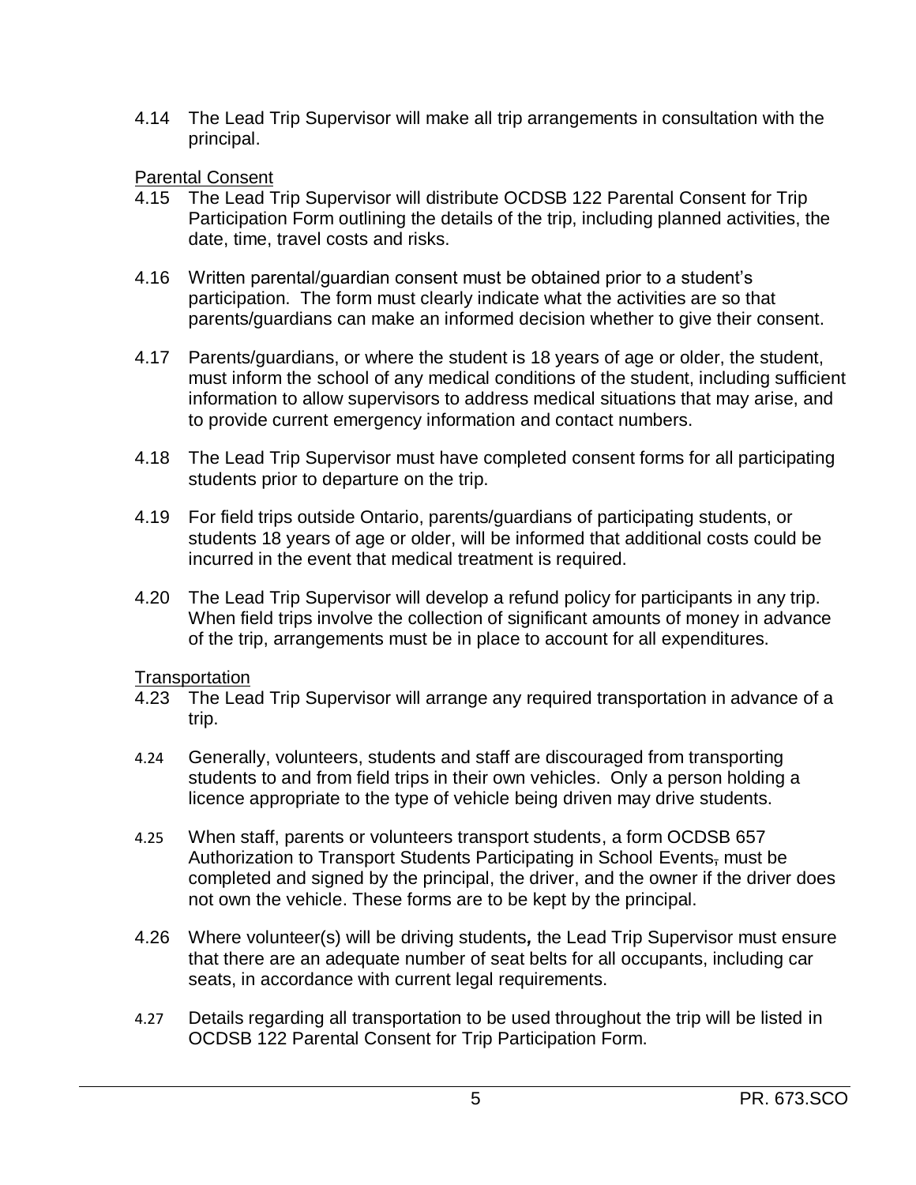4.14 The Lead Trip Supervisor will make all trip arrangements in consultation with the principal.

Parental Consent

4.15 The Lead Trip Supervisor will distribute OCDSB 122 Parental Consent for Trip Participation Form outlining the details of the trip, including planned activities, the date, time, travel costs and risks.

4.16 Written parental/guardian consent must be obtained prior to a student's participation. The form must clearly indicate what the activities are so that parents/guardians can make an informed decision whether to give their consent.

4.17 Parents/guardians, or where the student is 18 years of age or older, the student, must inform the school of any medical conditions of the student, including sufficient information to allow supervisors to address medical situations that may arise, and to provide current emergency information and contact numbers.

4.18 The Lead Trip Supervisor must have completed consent forms for all participating students prior to departure on the trip.

4.19 For field trips outside Ontario, parents/guardians of participating students, or students 18 years of age or older, will be informed that additional costs could be incurred in the event that medical treatment is required.

4.20 The Lead Trip Supervisor will develop a refund policy for participants in any trip. When field trips involve the collection of significant amounts of money in advance of the trip, arrangements must be in place to account for all expenditures.

Transportation

4.23 The Lead Trip Supervisor will arrange any required transportation in advance of a trip.

4.24 Generally, volunteers, students and staff are discouraged from transporting students to and from field trips in their own vehicles. Only a person holding a licence appropriate to the type of vehicle being driven may drive students.

4.25 When staff, parents or volunteers transport students, a form OCDSB 657 Authorization to Transport Students Participating in School Events, must be completed and signed by the principal, the driver, and the owner if the driver does not own the vehicle. These forms are to be kept by the principal.

4.26 Where volunteer(s) will be driving students, the Lead Trip Supervisor must ensure that there are an adequate number of seat belts for all occupants, including car seats, in accordance with current legal requirements.

4.27 Details regarding all transportation to be used throughout the trip will be listed in OCDSB 122 Parental Consent for Trip Participation Form.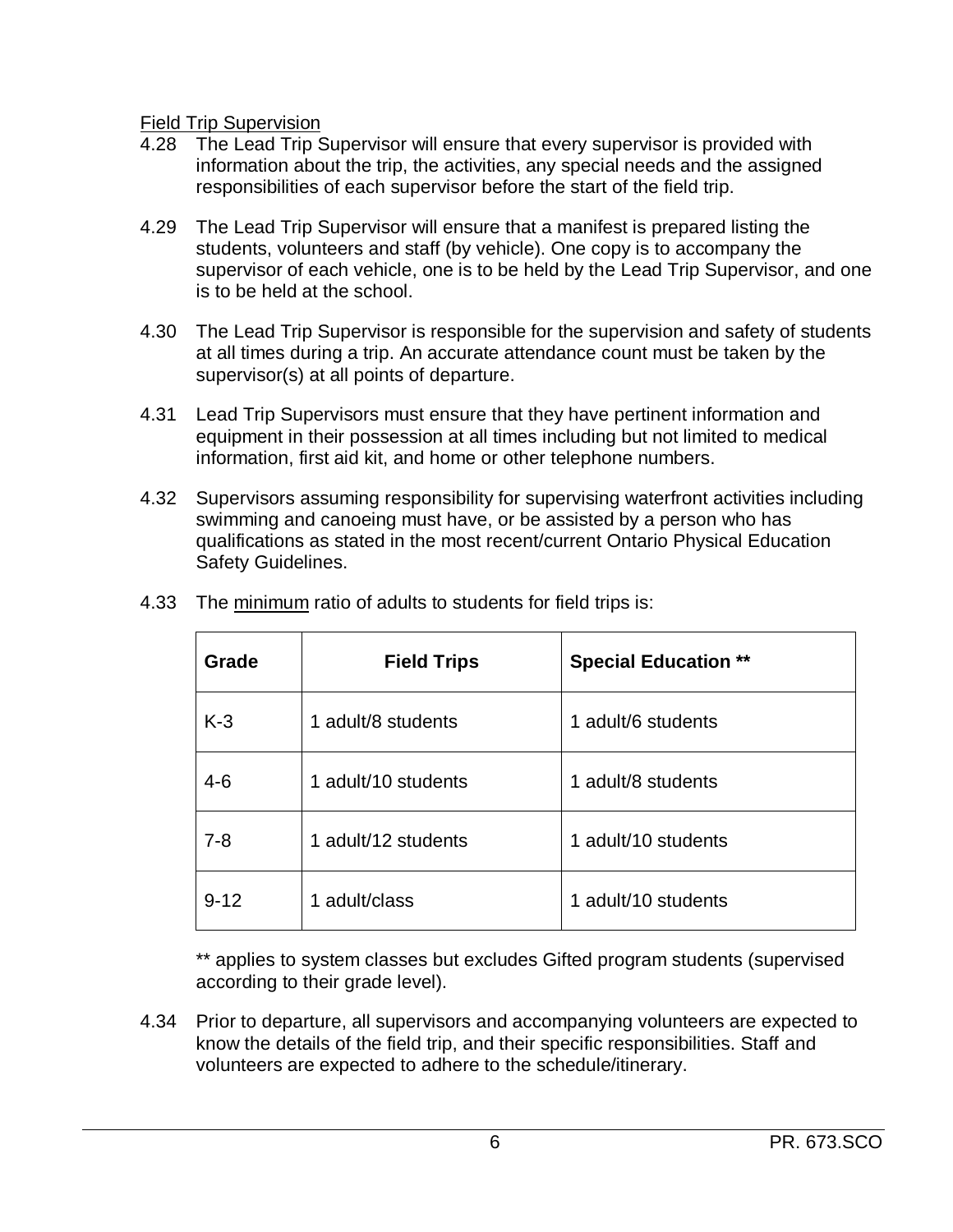Field Trip Supervision

4.28 The Lead Trip Supervisor will ensure that every supervisor is provided with information about the trip, the activities, any special needs and the assigned responsibilities of each supervisor before the start of the field trip.

4.29 The Lead Trip Supervisor will ensure that a manifest is prepared listing the students, volunteers and staff (by vehicle). One copy is to accompany the supervisor of each vehicle, one is to be held by the Lead Trip Supervisor, and one is to be held at the school.

4.30 The Lead Trip Supervisor is responsible for the supervision and safety of students at all times during a trip. An accurate attendance count must be taken by the supervisor(s) at all points of departure.

4.31 Lead Trip Supervisors must ensure that they have pertinent information and equipment in their possession at all times including but not limited to medical information, first aid kit, and home or other telephone numbers.

4.32 Supervisors assuming responsibility for supervising waterfront activities including swimming and canoeing must have, or be assisted by a person who has qualifications as stated in the most recent/current Ontario Physical Education Safety Guidelines.

4.33 The minimum ratio of adults to students for field trips is:

| Grade | Field Trips | Special Education ** |
|---|---|---|
| K-3 | 1 adult/8 students | 1 adult/6 students |
| 4-6 | 1 adult/10 students | 1 adult/8 students |
| 7-8 | 1 adult/12 students | 1 adult/10 students |
| 9-12 | 1 adult/class | 1 adult/10 students |

** applies to system classes but excludes Gifted program students (supervised according to their grade level).

4.34 Prior to departure, all supervisors and accompanying volunteers are expected to know the details of the field trip, and their specific responsibilities. Staff and volunteers are expected to adhere to the schedule/itinerary.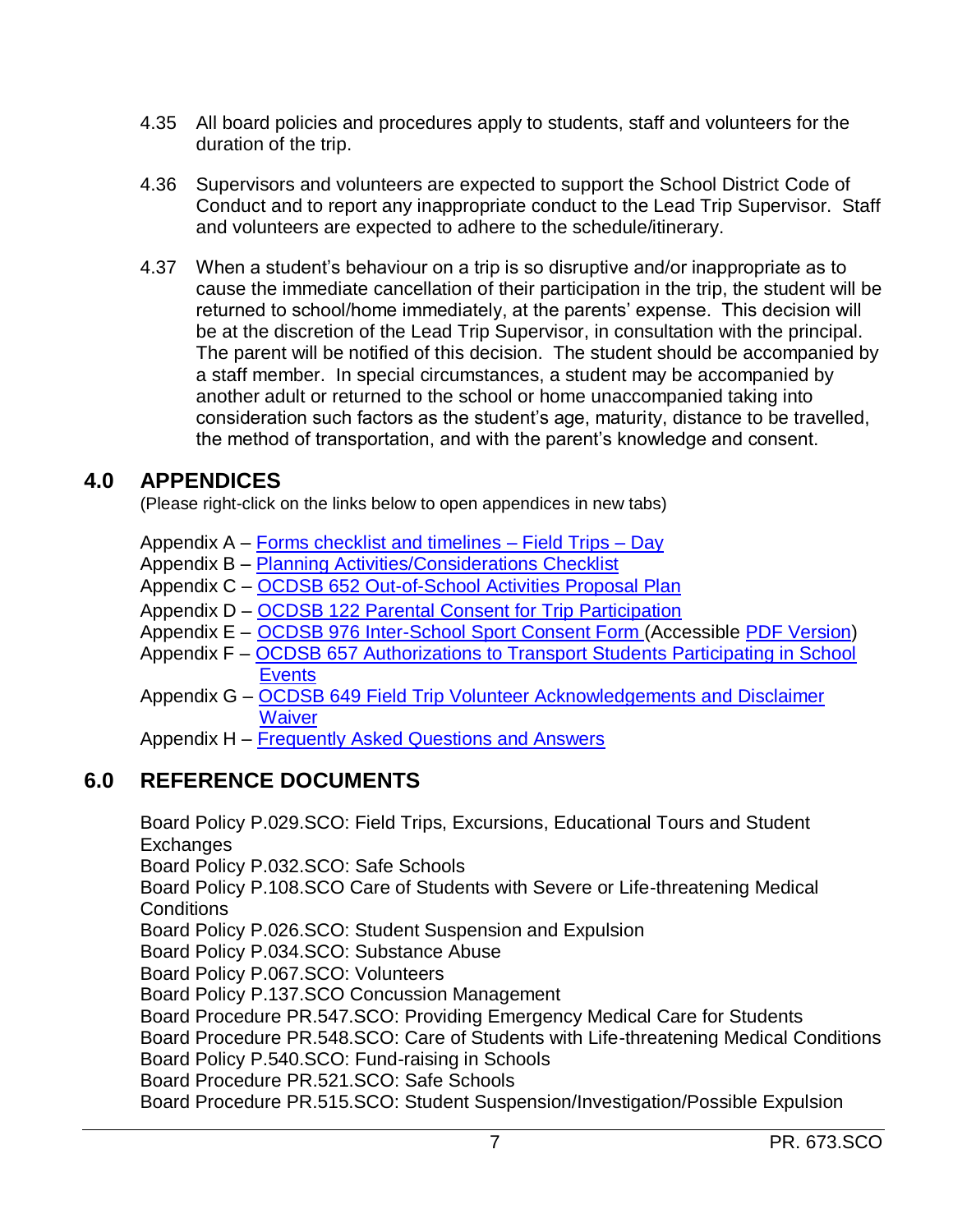4.35 All board policies and procedures apply to students, staff and volunteers for the duration of the trip.

4.36 Supervisors and volunteers are expected to support the School District Code of Conduct and to report any inappropriate conduct to the Lead Trip Supervisor. Staff and volunteers are expected to adhere to the schedule/itinerary.

4.37 When a student's behaviour on a trip is so disruptive and/or inappropriate as to cause the immediate cancellation of their participation in the trip, the student will be returned to school/home immediately, at the parents' expense. This decision will be at the discretion of the Lead Trip Supervisor, in consultation with the principal. The parent will be notified of this decision. The student should be accompanied by a staff member. In special circumstances, a student may be accompanied by another adult or returned to the school or home unaccompanied taking into consideration such factors as the student's age, maturity, distance to be travelled, the method of transportation, and with the parent's knowledge and consent.

## 4.0 APPENDICES

(Please right-click on the links below to open appendices in new tabs)

Appendix A – Forms checklist and timelines – Field Trips – Day
Appendix B – Planning Activities/Considerations Checklist
Appendix C – OCDSB 652 Out-of-School Activities Proposal Plan
Appendix D – OCDSB 122 Parental Consent for Trip Participation
Appendix E – OCDSB 976 Inter-School Sport Consent Form (Accessible PDF Version)
Appendix F – OCDSB 657 Authorizations to Transport Students Participating in School Events
Appendix G – OCDSB 649 Field Trip Volunteer Acknowledgements and Disclaimer Waiver
Appendix H – Frequently Asked Questions and Answers

## 6.0 REFERENCE DOCUMENTS

Board Policy P.029.SCO: Field Trips, Excursions, Educational Tours and Student Exchanges
Board Policy P.032.SCO: Safe Schools
Board Policy P.108.SCO Care of Students with Severe or Life-threatening Medical Conditions
Board Policy P.026.SCO: Student Suspension and Expulsion
Board Policy P.034.SCO: Substance Abuse
Board Policy P.067.SCO: Volunteers
Board Policy P.137.SCO Concussion Management
Board Procedure PR.547.SCO: Providing Emergency Medical Care for Students
Board Procedure PR.548.SCO: Care of Students with Life-threatening Medical Conditions
Board Policy P.540.SCO: Fund-raising in Schools
Board Procedure PR.521.SCO: Safe Schools
Board Procedure PR.515.SCO: Student Suspension/Investigation/Possible Expulsion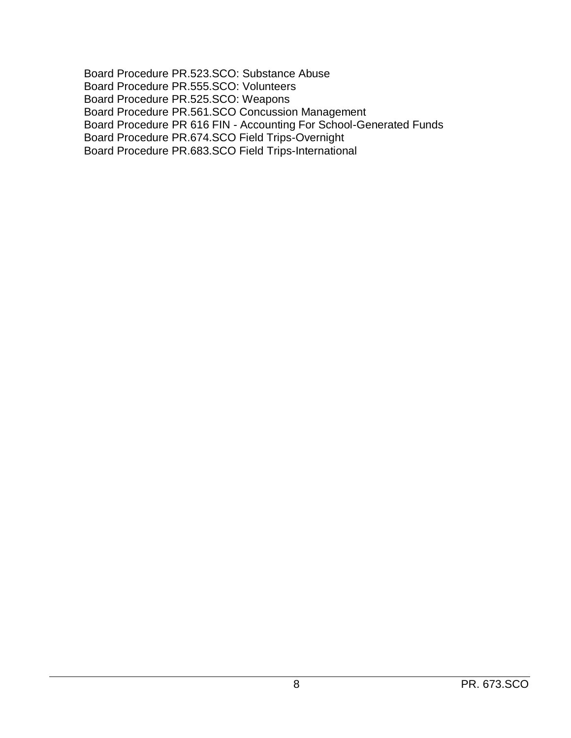Board Procedure PR.523.SCO: Substance Abuse
Board Procedure PR.555.SCO: Volunteers
Board Procedure PR.525.SCO: Weapons
Board Procedure PR.561.SCO Concussion Management
Board Procedure PR 616 FIN - Accounting For School-Generated Funds
Board Procedure PR.674.SCO Field Trips-Overnight
Board Procedure PR.683.SCO Field Trips-International